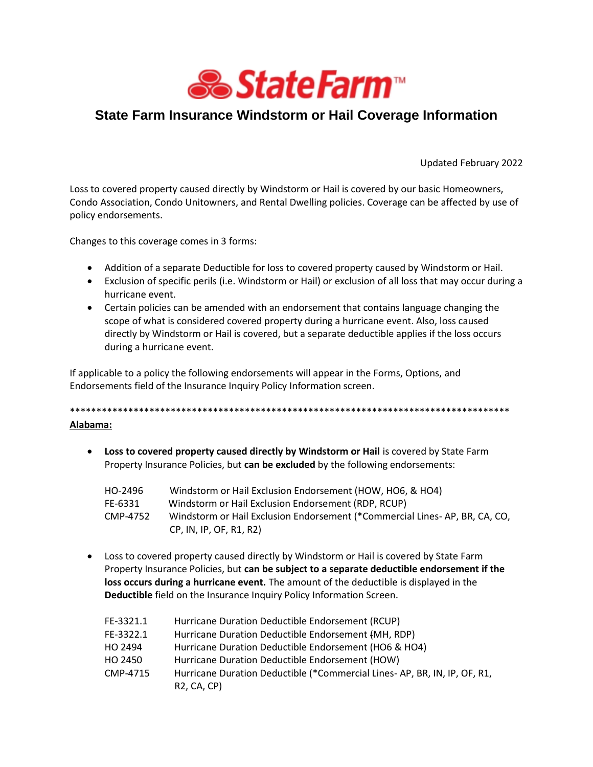# State Farm

## State Farm Insurance Windstorm or Hail Coverage Information

Updated February 2022

Loss to covered property caused directly by Windstorm or Hail is covered by our basic Homeowners, Condo Association, Condo Unitowners, and Rental Dwelling policies. Coverage can be affected by use of policy endorsements.

Changes to this coverage comes in 3 forms:

- Addition of a separate Deductible for loss to covered property caused by Windstorm or Hail.
- Exclusion of specific perils (i.e. Windstorm or Hail) or exclusion of all loss that may occur during a hurricane event.
- Certain policies can be amended with an endorsement that contains language changing the scope of what is considered covered property during a hurricane event. Also, loss caused directly by Windstorm or Hail is covered, but a separate deductible applies if the loss occurs during a hurricane event.

If applicable to a policy the following endorsements will appear in the Forms, Options, and Endorsements field of the Insurance Inquiry Policy Information screen.

*************************************************************************************

**Alabama:**

- **Loss to covered property caused directly by Windstorm or Hail** is covered by State Farm Property Insurance Policies, but **can be excluded** by the following endorsements:

  | | |
  |---|---|
  | HO-2496 | Windstorm or Hail Exclusion Endorsement (HOW, HO6, & HO4) |
  | FE-6331 | Windstorm or Hail Exclusion Endorsement (RDP, RCUP) |
  | CMP-4752 | Windstorm or Hail Exclusion Endorsement (*Commercial Lines- AP, BR, CA, CO, CP, IN, IP, OF, R1, R2) |

- Loss to covered property caused directly by Windstorm or Hail is covered by State Farm Property Insurance Policies, but **can be subject to a separate deductible endorsement if the loss occurs during a hurricane event.** The amount of the deductible is displayed in the **Deductible** field on the Insurance Inquiry Policy Information Screen.

  | | |
  |---|---|
  | FE-3321.1 | Hurricane Duration Deductible Endorsement (RCUP) |
  | FE-3322.1 | Hurricane Duration Deductible Endorsement (MH, RDP) |
  | HO 2494 | Hurricane Duration Deductible Endorsement (HO6 & HO4) |
  | HO 2450 | Hurricane Duration Deductible Endorsement (HOW) |
  | CMP-4715 | Hurricane Duration Deductible (*Commercial Lines- AP, BR, IN, IP, OF, R1, R2, CA, CP) |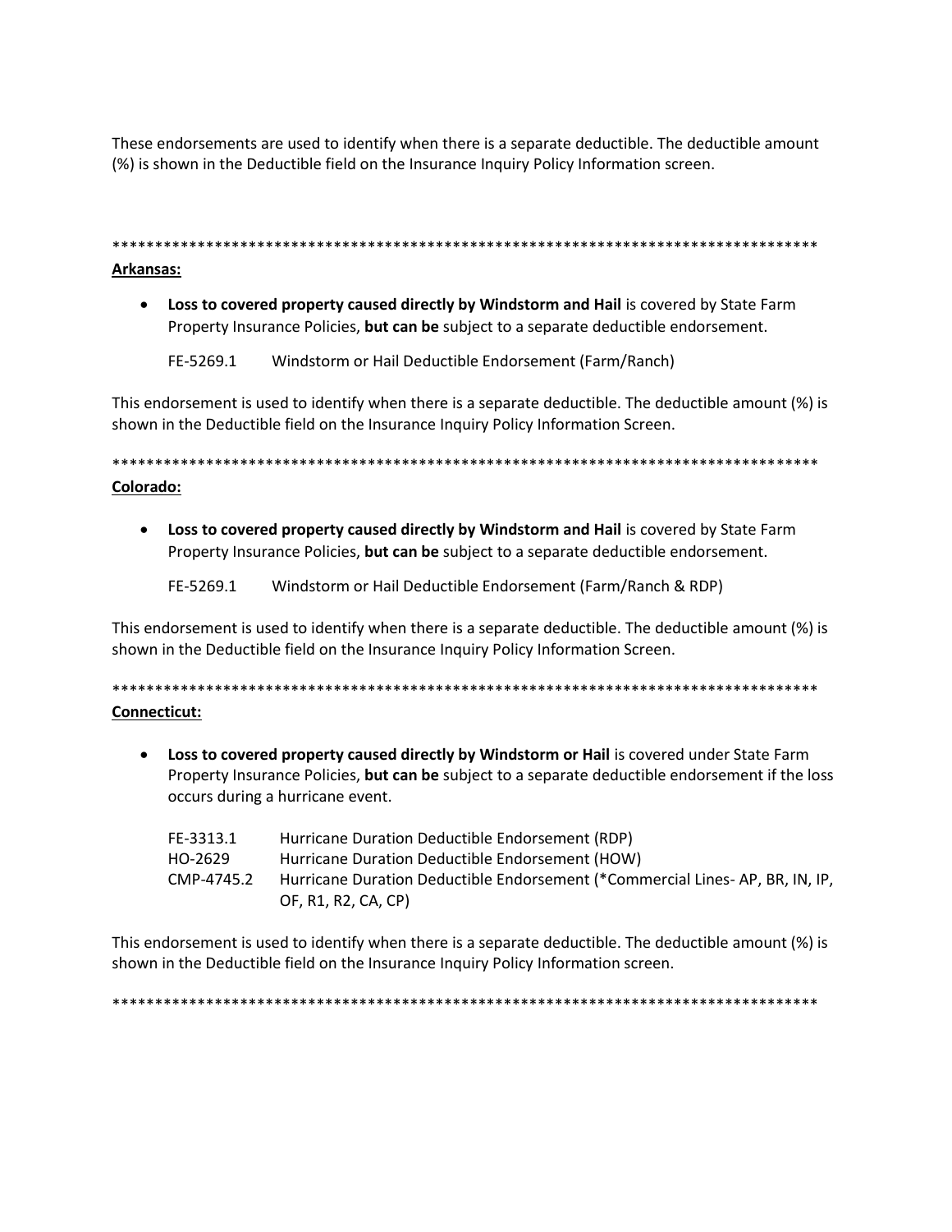These endorsements are used to identify when there is a separate deductible. The deductible amount (%) is shown in the Deductible field on the Insurance Inquiry Policy Information screen.

*************************************************************************************

**Arkansas:**

- **Loss to covered property caused directly by Windstorm and Hail** is covered by State Farm Property Insurance Policies, **but can be** subject to a separate deductible endorsement.

  FE-5269.1 Windstorm or Hail Deductible Endorsement (Farm/Ranch)

This endorsement is used to identify when there is a separate deductible. The deductible amount (%) is shown in the Deductible field on the Insurance Inquiry Policy Information Screen.

*************************************************************************************

**Colorado:**

- **Loss to covered property caused directly by Windstorm and Hail** is covered by State Farm Property Insurance Policies, **but can be** subject to a separate deductible endorsement.

  FE-5269.1 Windstorm or Hail Deductible Endorsement (Farm/Ranch & RDP)

This endorsement is used to identify when there is a separate deductible. The deductible amount (%) is shown in the Deductible field on the Insurance Inquiry Policy Information Screen.

*************************************************************************************

**Connecticut:**

- **Loss to covered property caused directly by Windstorm or Hail** is covered under State Farm Property Insurance Policies, **but can be** subject to a separate deductible endorsement if the loss occurs during a hurricane event.

  FE-3313.1 Hurricane Duration Deductible Endorsement (RDP)
  HO-2629 Hurricane Duration Deductible Endorsement (HOW)
  CMP-4745.2 Hurricane Duration Deductible Endorsement (*Commercial Lines- AP, BR, IN, IP, OF, R1, R2, CA, CP)

This endorsement is used to identify when there is a separate deductible. The deductible amount (%) is shown in the Deductible field on the Insurance Inquiry Policy Information screen.

*************************************************************************************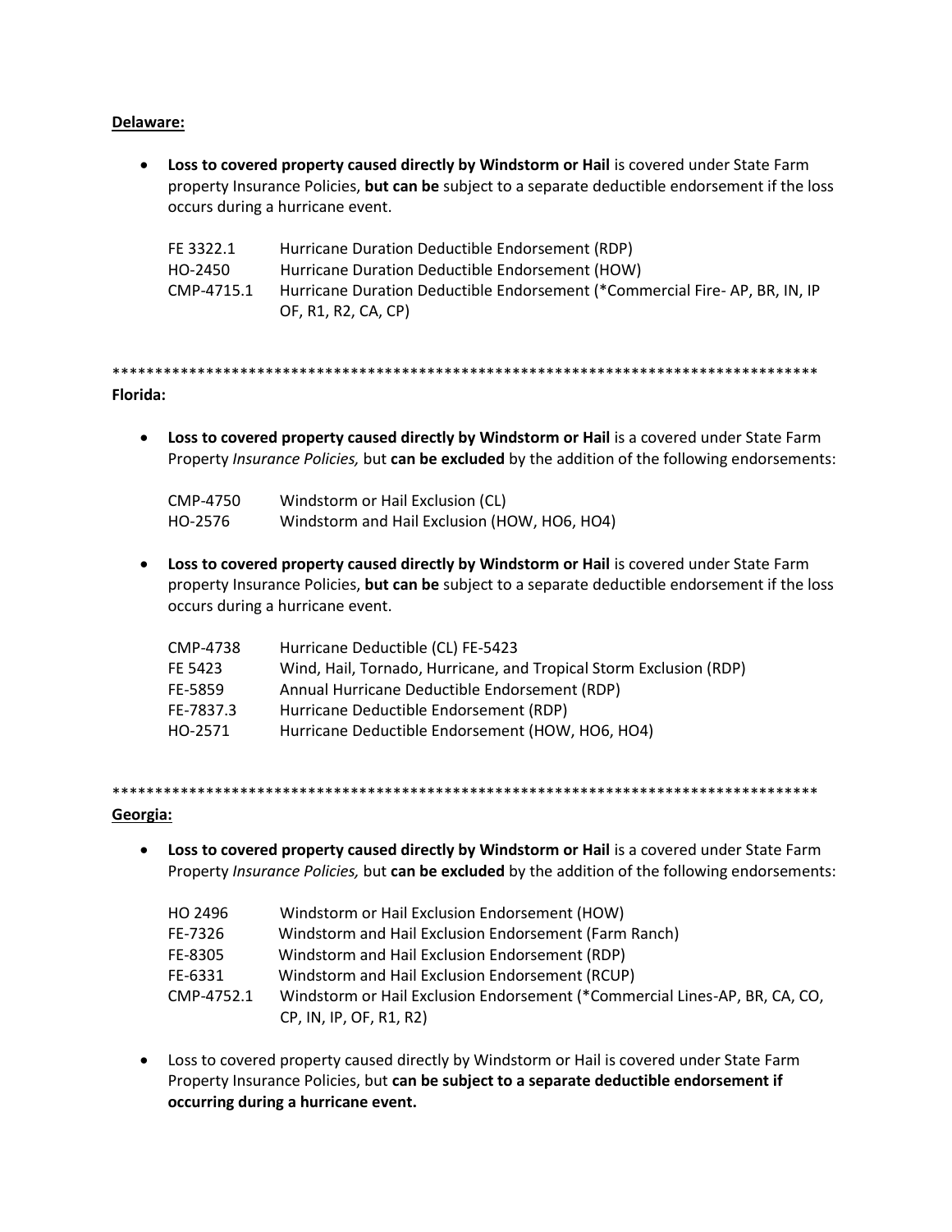**Delaware:**

- **Loss to covered property caused directly by Windstorm or Hail** is covered under State Farm property Insurance Policies, **but can be** subject to a separate deductible endorsement if the loss occurs during a hurricane event.

| | |
|---|---|
| FE 3322.1 | Hurricane Duration Deductible Endorsement (RDP) |
| HO-2450 | Hurricane Duration Deductible Endorsement (HOW) |
| CMP-4715.1 | Hurricane Duration Deductible Endorsement (*Commercial Fire- AP, BR, IN, IP OF, R1, R2, CA, CP) |

************************************************************************************

**Florida:**

- **Loss to covered property caused directly by Windstorm or Hail** is a covered under State Farm Property *Insurance Policies,* but **can be excluded** by the addition of the following endorsements:

| | |
|---|---|
| CMP-4750 | Windstorm or Hail Exclusion (CL) |
| HO-2576 | Windstorm and Hail Exclusion (HOW, HO6, HO4) |

- **Loss to covered property caused directly by Windstorm or Hail** is covered under State Farm property Insurance Policies, **but can be** subject to a separate deductible endorsement if the loss occurs during a hurricane event.

| | |
|---|---|
| CMP-4738 | Hurricane Deductible (CL) FE-5423 |
| FE 5423 | Wind, Hail, Tornado, Hurricane, and Tropical Storm Exclusion (RDP) |
| FE-5859 | Annual Hurricane Deductible Endorsement (RDP) |
| FE-7837.3 | Hurricane Deductible Endorsement (RDP) |
| HO-2571 | Hurricane Deductible Endorsement (HOW, HO6, HO4) |

************************************************************************************

**Georgia:**

- **Loss to covered property caused directly by Windstorm or Hail** is a covered under State Farm Property *Insurance Policies,* but **can be excluded** by the addition of the following endorsements:

| | |
|---|---|
| HO 2496 | Windstorm or Hail Exclusion Endorsement (HOW) |
| FE-7326 | Windstorm and Hail Exclusion Endorsement (Farm Ranch) |
| FE-8305 | Windstorm and Hail Exclusion Endorsement (RDP) |
| FE-6331 | Windstorm and Hail Exclusion Endorsement (RCUP) |
| CMP-4752.1 | Windstorm or Hail Exclusion Endorsement (*Commercial Lines-AP, BR, CA, CO, CP, IN, IP, OF, R1, R2) |

- Loss to covered property caused directly by Windstorm or Hail is covered under State Farm Property Insurance Policies, but **can be subject to a separate deductible endorsement if occurring during a hurricane event.**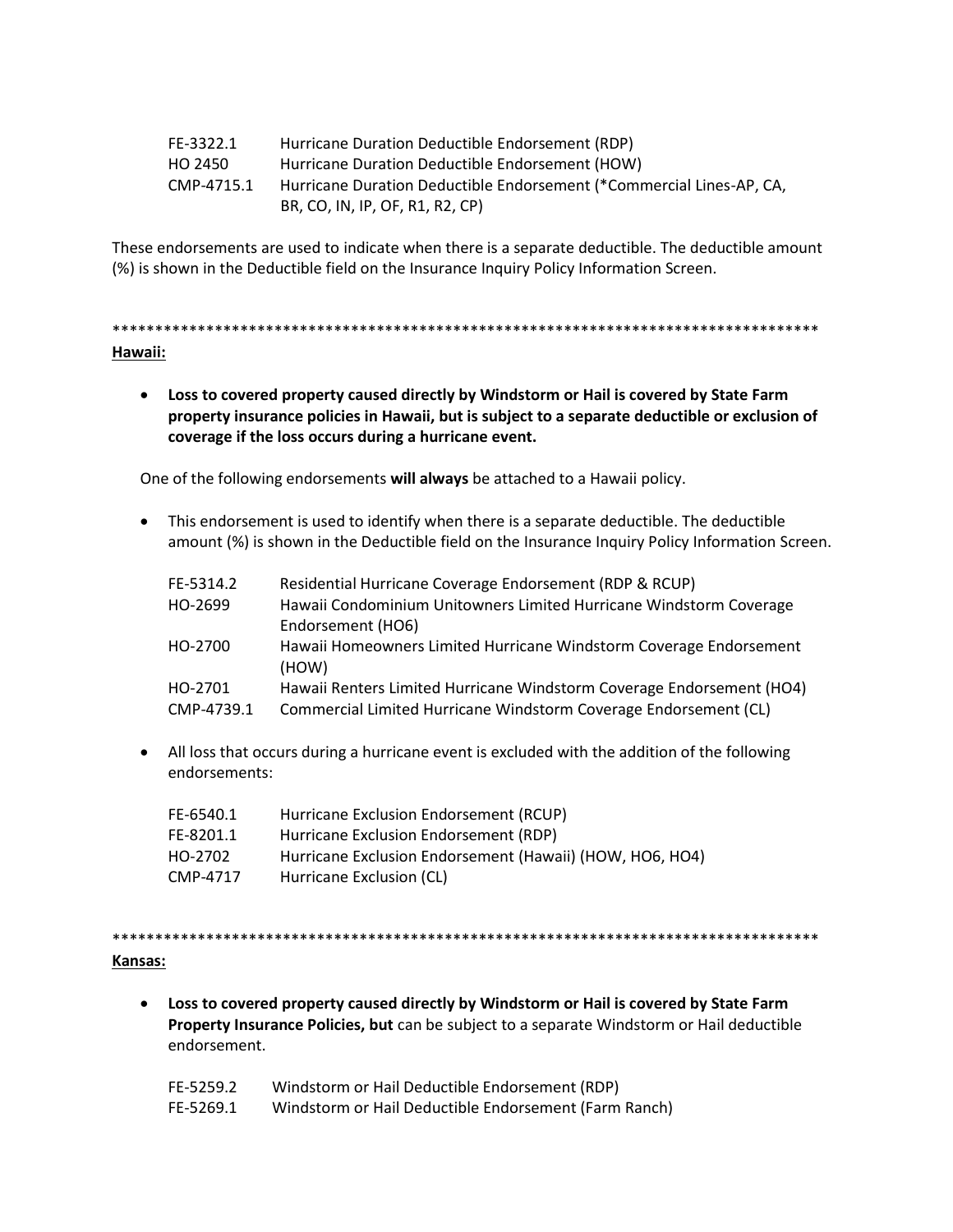| | |
|---|---|
| FE-3322.1 | Hurricane Duration Deductible Endorsement (RDP) |
| HO 2450 | Hurricane Duration Deductible Endorsement (HOW) |
| CMP-4715.1 | Hurricane Duration Deductible Endorsement (*Commercial Lines-AP, CA, BR, CO, IN, IP, OF, R1, R2, CP) |

These endorsements are used to indicate when there is a separate deductible. The deductible amount (%) is shown in the Deductible field on the Insurance Inquiry Policy Information Screen.

*************************************************************************************

**Hawaii:**

- **Loss to covered property caused directly by Windstorm or Hail is covered by State Farm property insurance policies in Hawaii, but is subject to a separate deductible or exclusion of coverage if the loss occurs during a hurricane event.**

One of the following endorsements **will always** be attached to a Hawaii policy.

- This endorsement is used to identify when there is a separate deductible. The deductible amount (%) is shown in the Deductible field on the Insurance Inquiry Policy Information Screen.

| | |
|---|---|
| FE-5314.2 | Residential Hurricane Coverage Endorsement (RDP & RCUP) |
| HO-2699 | Hawaii Condominium Unitowners Limited Hurricane Windstorm Coverage Endorsement (HO6) |
| HO-2700 | Hawaii Homeowners Limited Hurricane Windstorm Coverage Endorsement (HOW) |
| HO-2701 | Hawaii Renters Limited Hurricane Windstorm Coverage Endorsement (HO4) |
| CMP-4739.1 | Commercial Limited Hurricane Windstorm Coverage Endorsement (CL) |

- All loss that occurs during a hurricane event is excluded with the addition of the following endorsements:

| | |
|---|---|
| FE-6540.1 | Hurricane Exclusion Endorsement (RCUP) |
| FE-8201.1 | Hurricane Exclusion Endorsement (RDP) |
| HO-2702 | Hurricane Exclusion Endorsement (Hawaii) (HOW, HO6, HO4) |
| CMP-4717 | Hurricane Exclusion (CL) |

*************************************************************************************

**Kansas:**

- **Loss to covered property caused directly by Windstorm or Hail is covered by State Farm Property Insurance Policies, but** can be subject to a separate Windstorm or Hail deductible endorsement.

| | |
|---|---|
| FE-5259.2 | Windstorm or Hail Deductible Endorsement (RDP) |
| FE-5269.1 | Windstorm or Hail Deductible Endorsement (Farm Ranch) |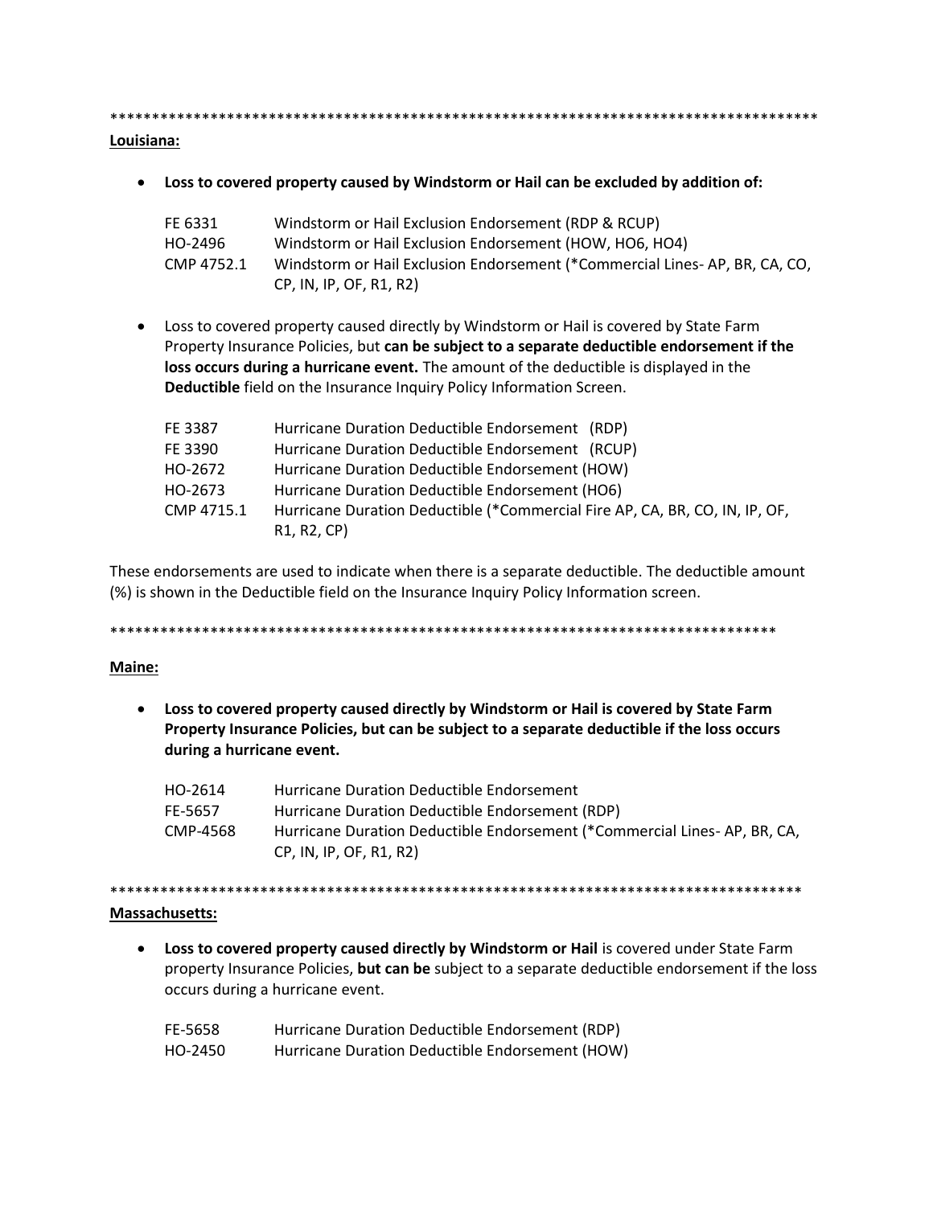************************************************************************************

**Louisiana:**

- **Loss to covered property caused by Windstorm or Hail can be excluded by addition of:**

| | |
|---|---|
| FE 6331 | Windstorm or Hail Exclusion Endorsement (RDP & RCUP) |
| HO-2496 | Windstorm or Hail Exclusion Endorsement (HOW, HO6, HO4) |
| CMP 4752.1 | Windstorm or Hail Exclusion Endorsement (*Commercial Lines- AP, BR, CA, CO, CP, IN, IP, OF, R1, R2) |

- Loss to covered property caused directly by Windstorm or Hail is covered by State Farm Property Insurance Policies, but **can be subject to a separate deductible endorsement if the loss occurs during a hurricane event.** The amount of the deductible is displayed in the **Deductible** field on the Insurance Inquiry Policy Information Screen.

| | |
|---|---|
| FE 3387 | Hurricane Duration Deductible Endorsement (RDP) |
| FE 3390 | Hurricane Duration Deductible Endorsement (RCUP) |
| HO-2672 | Hurricane Duration Deductible Endorsement (HOW) |
| HO-2673 | Hurricane Duration Deductible Endorsement (HO6) |
| CMP 4715.1 | Hurricane Duration Deductible (*Commercial Fire AP, CA, BR, CO, IN, IP, OF, R1, R2, CP) |

These endorsements are used to indicate when there is a separate deductible. The deductible amount (%) is shown in the Deductible field on the Insurance Inquiry Policy Information screen.

************************************************************************************

**Maine:**

- **Loss to covered property caused directly by Windstorm or Hail is covered by State Farm Property Insurance Policies, but can be subject to a separate deductible if the loss occurs during a hurricane event.**

| | |
|---|---|
| HO-2614 | Hurricane Duration Deductible Endorsement |
| FE-5657 | Hurricane Duration Deductible Endorsement (RDP) |
| CMP-4568 | Hurricane Duration Deductible Endorsement (*Commercial Lines- AP, BR, CA, CP, IN, IP, OF, R1, R2) |

************************************************************************************

**Massachusetts:**

- **Loss to covered property caused directly by Windstorm or Hail** is covered under State Farm property Insurance Policies, **but can be** subject to a separate deductible endorsement if the loss occurs during a hurricane event.

| | |
|---|---|
| FE-5658 | Hurricane Duration Deductible Endorsement (RDP) |
| HO-2450 | Hurricane Duration Deductible Endorsement (HOW) |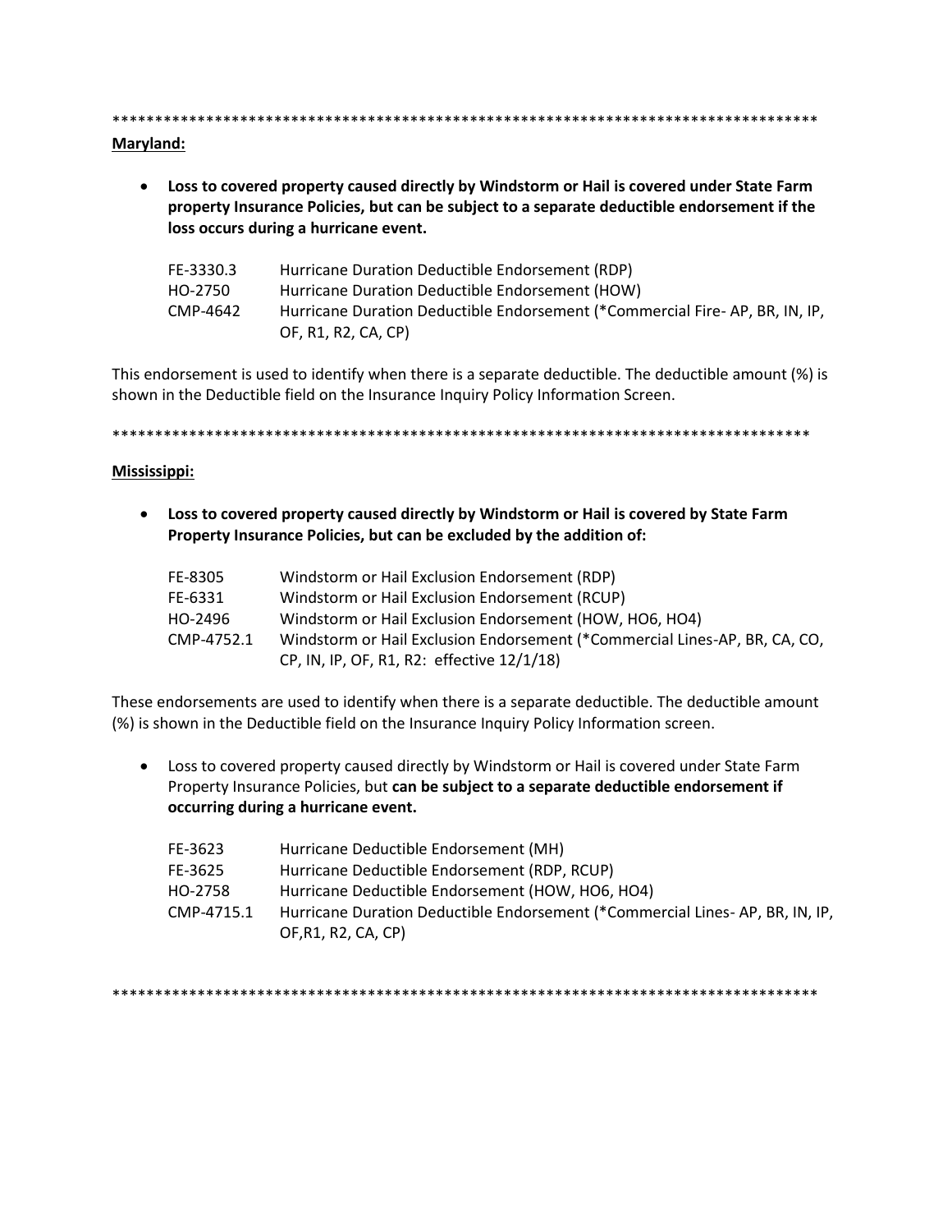************************************************************************************

**Maryland:**

- **Loss to covered property caused directly by Windstorm or Hail is covered under State Farm property Insurance Policies, but can be subject to a separate deductible endorsement if the loss occurs during a hurricane event.**

| | |
|---|---|
| FE-3330.3 | Hurricane Duration Deductible Endorsement (RDP) |
| HO-2750 | Hurricane Duration Deductible Endorsement (HOW) |
| CMP-4642 | Hurricane Duration Deductible Endorsement (*Commercial Fire- AP, BR, IN, IP, OF, R1, R2, CA, CP) |

This endorsement is used to identify when there is a separate deductible. The deductible amount (%) is shown in the Deductible field on the Insurance Inquiry Policy Information Screen.

************************************************************************************

**Mississippi:**

- **Loss to covered property caused directly by Windstorm or Hail is covered by State Farm Property Insurance Policies, but can be excluded by the addition of:**

| | |
|---|---|
| FE-8305 | Windstorm or Hail Exclusion Endorsement (RDP) |
| FE-6331 | Windstorm or Hail Exclusion Endorsement (RCUP) |
| HO-2496 | Windstorm or Hail Exclusion Endorsement (HOW, HO6, HO4) |
| CMP-4752.1 | Windstorm or Hail Exclusion Endorsement (*Commercial Lines-AP, BR, CA, CO, CP, IN, IP, OF, R1, R2: effective 12/1/18) |

These endorsements are used to identify when there is a separate deductible. The deductible amount (%) is shown in the Deductible field on the Insurance Inquiry Policy Information screen.

- Loss to covered property caused directly by Windstorm or Hail is covered under State Farm Property Insurance Policies, but **can be subject to a separate deductible endorsement if occurring during a hurricane event.**

| | |
|---|---|
| FE-3623 | Hurricane Deductible Endorsement (MH) |
| FE-3625 | Hurricane Deductible Endorsement (RDP, RCUP) |
| HO-2758 | Hurricane Deductible Endorsement (HOW, HO6, HO4) |
| CMP-4715.1 | Hurricane Duration Deductible Endorsement (*Commercial Lines- AP, BR, IN, IP, OF,R1, R2, CA, CP) |

************************************************************************************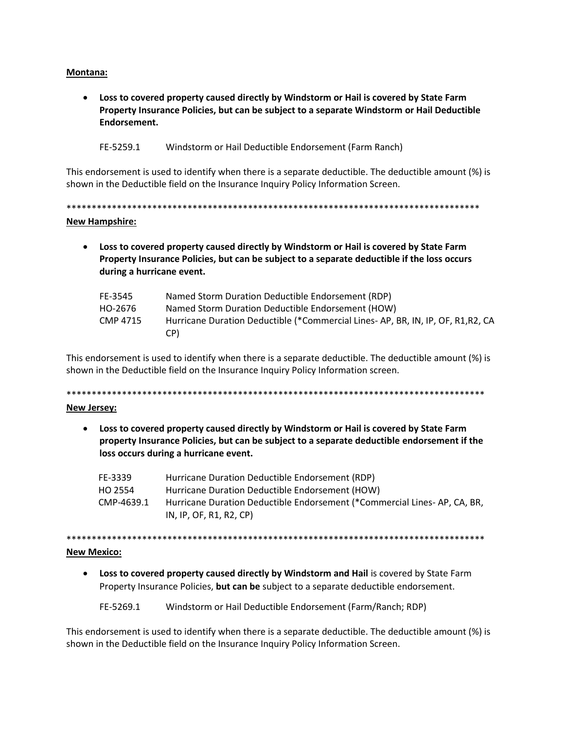<u>**Montana:**</u>

- **Loss to covered property caused directly by Windstorm or Hail is covered by State Farm Property Insurance Policies, but can be subject to a separate Windstorm or Hail Deductible Endorsement.**

| | |
|---|---|
| FE-5259.1 | Windstorm or Hail Deductible Endorsement (Farm Ranch) |

This endorsement is used to identify when there is a separate deductible. The deductible amount (%) is shown in the Deductible field on the Insurance Inquiry Policy Information Screen.

*************************************************************************************

<u>**New Hampshire:**</u>

- **Loss to covered property caused directly by Windstorm or Hail is covered by State Farm Property Insurance Policies, but can be subject to a separate deductible if the loss occurs during a hurricane event.**

| | |
|---|---|
| FE-3545 | Named Storm Duration Deductible Endorsement (RDP) |
| HO-2676 | Named Storm Duration Deductible Endorsement (HOW) |
| CMP 4715 | Hurricane Duration Deductible (*Commercial Lines- AP, BR, IN, IP, OF, R1,R2, CA CP) |

This endorsement is used to identify when there is a separate deductible. The deductible amount (%) is shown in the Deductible field on the Insurance Inquiry Policy Information screen.

*************************************************************************************

<u>**New Jersey:**</u>

- **Loss to covered property caused directly by Windstorm or Hail is covered by State Farm property Insurance Policies, but can be subject to a separate deductible endorsement if the loss occurs during a hurricane event.**

| | |
|---|---|
| FE-3339 | Hurricane Duration Deductible Endorsement (RDP) |
| HO 2554 | Hurricane Duration Deductible Endorsement (HOW) |
| CMP-4639.1 | Hurricane Duration Deductible Endorsement (*Commercial Lines- AP, CA, BR, IN, IP, OF, R1, R2, CP) |

*************************************************************************************

<u>**New Mexico:**</u>

- **Loss to covered property caused directly by Windstorm and Hail** is covered by State Farm Property Insurance Policies, **but can be** subject to a separate deductible endorsement.

| | |
|---|---|
| FE-5269.1 | Windstorm or Hail Deductible Endorsement (Farm/Ranch; RDP) |

This endorsement is used to identify when there is a separate deductible. The deductible amount (%) is shown in the Deductible field on the Insurance Inquiry Policy Information Screen.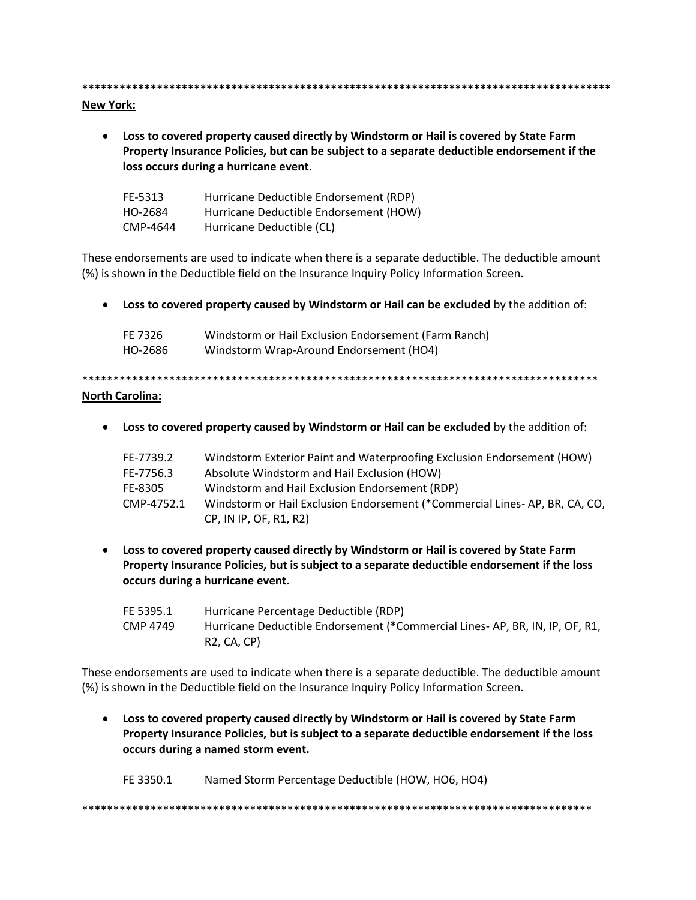*************************************************************************************

**New York:**

- **Loss to covered property caused directly by Windstorm or Hail is covered by State Farm Property Insurance Policies, but can be subject to a separate deductible endorsement if the loss occurs during a hurricane event.**

| | |
|---|---|
| FE-5313 | Hurricane Deductible Endorsement (RDP) |
| HO-2684 | Hurricane Deductible Endorsement (HOW) |
| CMP-4644 | Hurricane Deductible (CL) |

These endorsements are used to indicate when there is a separate deductible. The deductible amount (%) is shown in the Deductible field on the Insurance Inquiry Policy Information Screen.

- **Loss to covered property caused by Windstorm or Hail can be excluded** by the addition of:

| | |
|---|---|
| FE 7326 | Windstorm or Hail Exclusion Endorsement (Farm Ranch) |
| HO-2686 | Windstorm Wrap-Around Endorsement (HO4) |

*************************************************************************************

**North Carolina:**

- **Loss to covered property caused by Windstorm or Hail can be excluded** by the addition of:

| | |
|---|---|
| FE-7739.2 | Windstorm Exterior Paint and Waterproofing Exclusion Endorsement (HOW) |
| FE-7756.3 | Absolute Windstorm and Hail Exclusion (HOW) |
| FE-8305 | Windstorm and Hail Exclusion Endorsement (RDP) |
| CMP-4752.1 | Windstorm or Hail Exclusion Endorsement (*Commercial Lines- AP, BR, CA, CO, CP, IN IP, OF, R1, R2) |

- **Loss to covered property caused directly by Windstorm or Hail is covered by State Farm Property Insurance Policies, but is subject to a separate deductible endorsement if the loss occurs during a hurricane event.**

| | |
|---|---|
| FE 5395.1 | Hurricane Percentage Deductible (RDP) |
| CMP 4749 | Hurricane Deductible Endorsement (*Commercial Lines- AP, BR, IN, IP, OF, R1, R2, CA, CP) |

These endorsements are used to indicate when there is a separate deductible. The deductible amount (%) is shown in the Deductible field on the Insurance Inquiry Policy Information Screen.

- **Loss to covered property caused directly by Windstorm or Hail is covered by State Farm Property Insurance Policies, but is subject to a separate deductible endorsement if the loss occurs during a named storm event.**

| | |
|---|---|
| FE 3350.1 | Named Storm Percentage Deductible (HOW, HO6, HO4) |

*************************************************************************************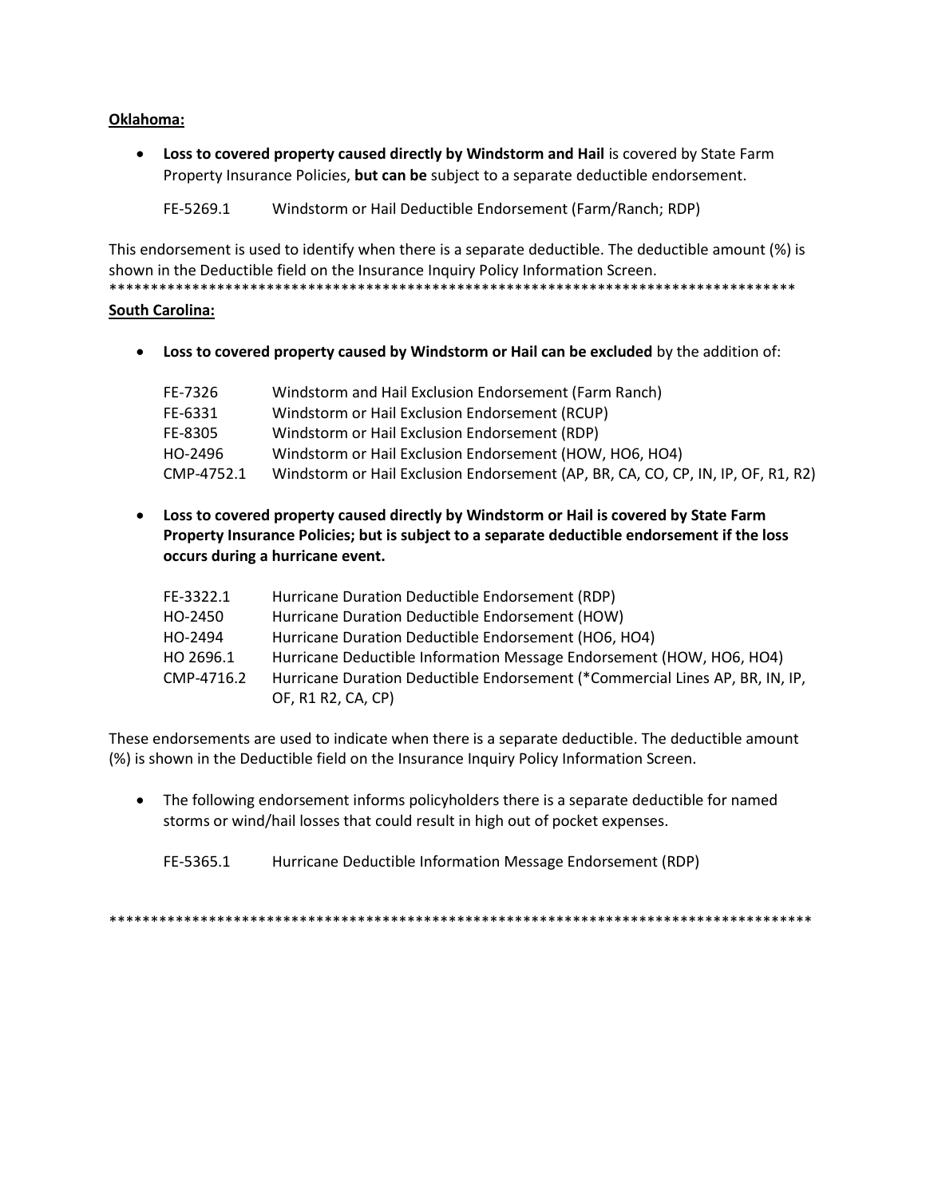**Oklahoma:**

- **Loss to covered property caused directly by Windstorm and Hail** is covered by State Farm Property Insurance Policies, **but can be** subject to a separate deductible endorsement.

  FE-5269.1 Windstorm or Hail Deductible Endorsement (Farm/Ranch; RDP)

This endorsement is used to identify when there is a separate deductible. The deductible amount (%) is shown in the Deductible field on the Insurance Inquiry Policy Information Screen.

************************************************************************************

**South Carolina:**

- **Loss to covered property caused by Windstorm or Hail can be excluded** by the addition of:

| | |
|---|---|
| FE-7326 | Windstorm and Hail Exclusion Endorsement (Farm Ranch) |
| FE-6331 | Windstorm or Hail Exclusion Endorsement (RCUP) |
| FE-8305 | Windstorm or Hail Exclusion Endorsement (RDP) |
| HO-2496 | Windstorm or Hail Exclusion Endorsement (HOW, HO6, HO4) |
| CMP-4752.1 | Windstorm or Hail Exclusion Endorsement (AP, BR, CA, CO, CP, IN, IP, OF, R1, R2) |

- **Loss to covered property caused directly by Windstorm or Hail is covered by State Farm Property Insurance Policies; but is subject to a separate deductible endorsement if the loss occurs during a hurricane event.**

| | |
|---|---|
| FE-3322.1 | Hurricane Duration Deductible Endorsement (RDP) |
| HO-2450 | Hurricane Duration Deductible Endorsement (HOW) |
| HO-2494 | Hurricane Duration Deductible Endorsement (HO6, HO4) |
| HO 2696.1 | Hurricane Deductible Information Message Endorsement (HOW, HO6, HO4) |
| CMP-4716.2 | Hurricane Duration Deductible Endorsement (*Commercial Lines AP, BR, IN, IP, OF, R1 R2, CA, CP) |

These endorsements are used to indicate when there is a separate deductible. The deductible amount (%) is shown in the Deductible field on the Insurance Inquiry Policy Information Screen.

- The following endorsement informs policyholders there is a separate deductible for named storms or wind/hail losses that could result in high out of pocket expenses.

  FE-5365.1 Hurricane Deductible Information Message Endorsement (RDP)

************************************************************************************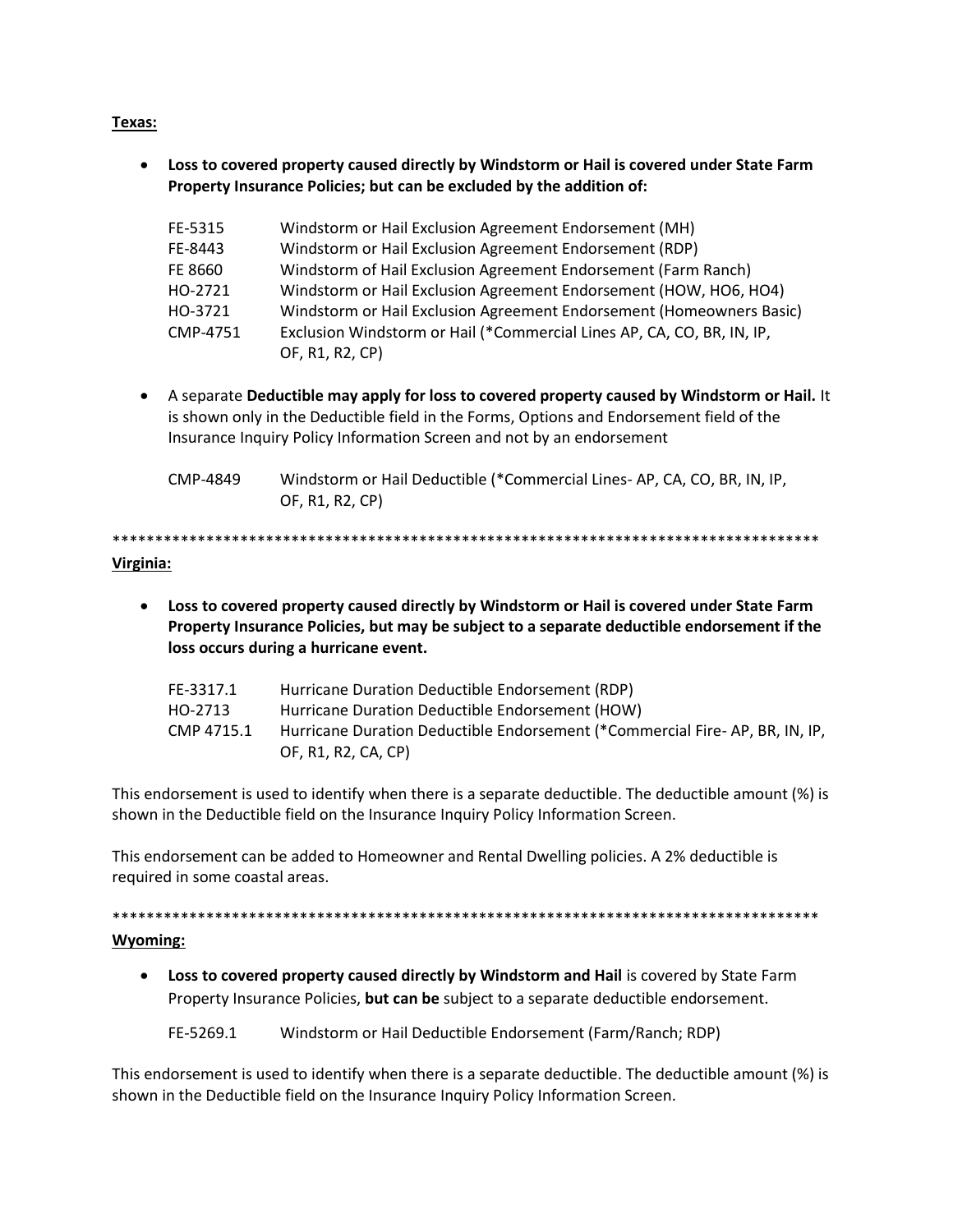**Texas:**

- **Loss to covered property caused directly by Windstorm or Hail is covered under State Farm Property Insurance Policies; but can be excluded by the addition of:**

| | |
|---|---|
| FE-5315 | Windstorm or Hail Exclusion Agreement Endorsement (MH) |
| FE-8443 | Windstorm or Hail Exclusion Agreement Endorsement (RDP) |
| FE 8660 | Windstorm of Hail Exclusion Agreement Endorsement (Farm Ranch) |
| HO-2721 | Windstorm or Hail Exclusion Agreement Endorsement (HOW, HO6, HO4) |
| HO-3721 | Windstorm or Hail Exclusion Agreement Endorsement (Homeowners Basic) |
| CMP-4751 | Exclusion Windstorm or Hail (*Commercial Lines AP, CA, CO, BR, IN, IP, OF, R1, R2, CP) |

- A separate **Deductible may apply for loss to covered property caused by Windstorm or Hail.** It is shown only in the Deductible field in the Forms, Options and Endorsement field of the Insurance Inquiry Policy Information Screen and not by an endorsement

| | |
|---|---|
| CMP-4849 | Windstorm or Hail Deductible (*Commercial Lines- AP, CA, CO, BR, IN, IP, OF, R1, R2, CP) |

*************************************************************************************

**Virginia:**

- **Loss to covered property caused directly by Windstorm or Hail is covered under State Farm Property Insurance Policies, but may be subject to a separate deductible endorsement if the loss occurs during a hurricane event.**

| | |
|---|---|
| FE-3317.1 | Hurricane Duration Deductible Endorsement (RDP) |
| HO-2713 | Hurricane Duration Deductible Endorsement (HOW) |
| CMP 4715.1 | Hurricane Duration Deductible Endorsement (*Commercial Fire- AP, BR, IN, IP, OF, R1, R2, CA, CP) |

This endorsement is used to identify when there is a separate deductible. The deductible amount (%) is shown in the Deductible field on the Insurance Inquiry Policy Information Screen.

This endorsement can be added to Homeowner and Rental Dwelling policies. A 2% deductible is required in some coastal areas.

*************************************************************************************

**Wyoming:**

- **Loss to covered property caused directly by Windstorm and Hail** is covered by State Farm Property Insurance Policies, **but can be** subject to a separate deductible endorsement.

| | |
|---|---|
| FE-5269.1 | Windstorm or Hail Deductible Endorsement (Farm/Ranch; RDP) |

This endorsement is used to identify when there is a separate deductible. The deductible amount (%) is shown in the Deductible field on the Insurance Inquiry Policy Information Screen.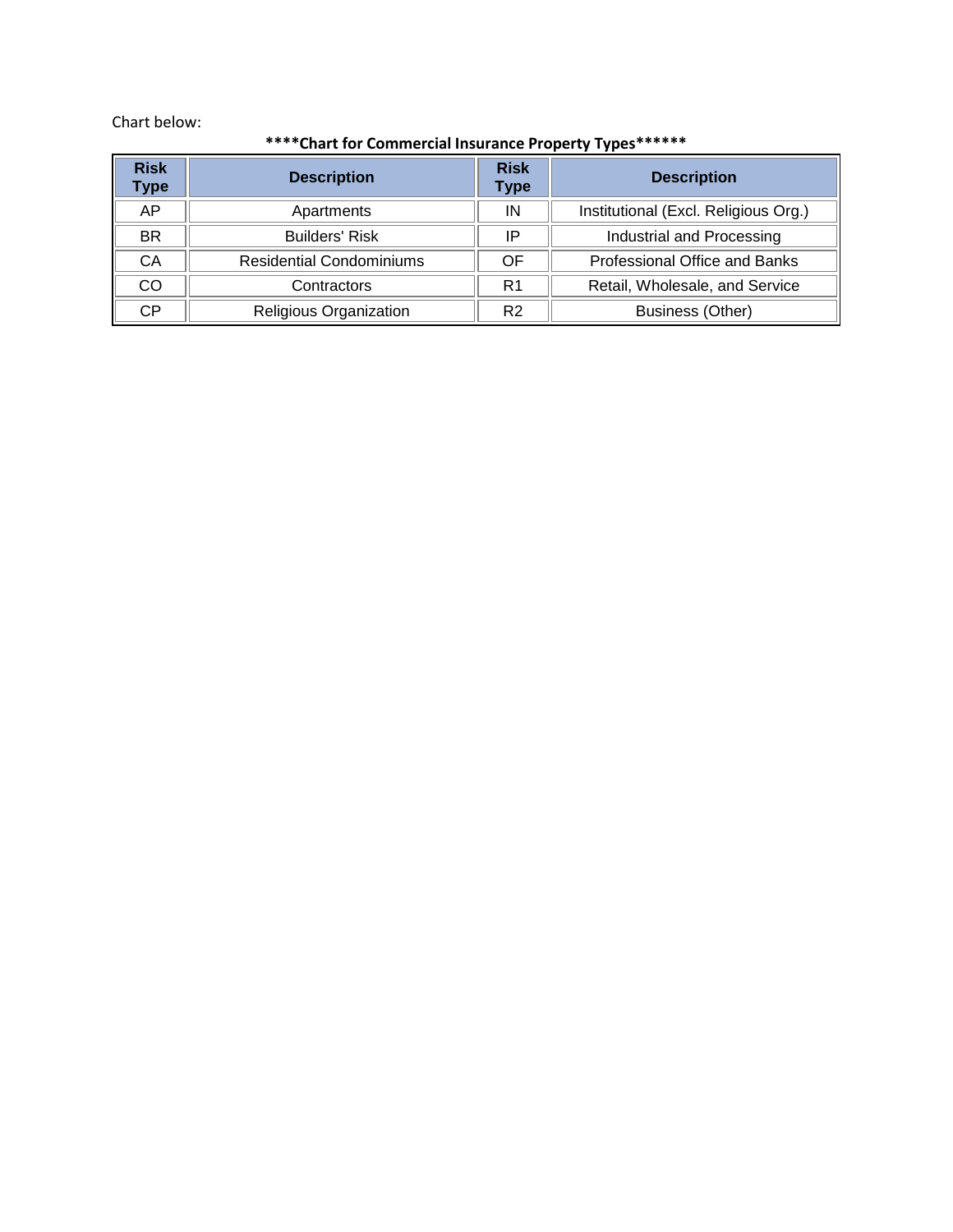Chart below:

**\*\*\*\*Chart for Commercial Insurance Property Types\*\*\*\*\*\***

| Risk Type | Description | Risk Type | Description |
|---|---|---|---|
| AP | Apartments | IN | Institutional (Excl. Religious Org.) |
| BR | Builders' Risk | IP | Industrial and Processing |
| CA | Residential Condominiums | OF | Professional Office and Banks |
| CO | Contractors | R1 | Retail, Wholesale, and Service |
| CP | Religious Organization | R2 | Business (Other) |